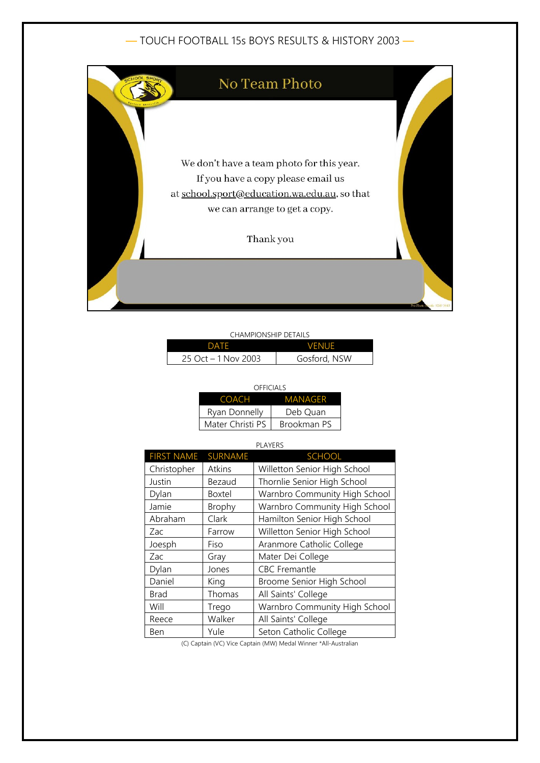# — TOUCH FOOTBALL 15s BOYS RESULTS & HISTORY 2003 —

## No Team Photo

We don't have a team photo for this year.
If you have a copy please email us at school.sport@education.wa.edu.au, so that we can arrange to get a copy.

Thank you

CHAMPIONSHIP DETAILS

| DATE | VENUE |
|---|---|
| 25 Oct – 1 Nov 2003 | Gosford, NSW |

OFFICIALS

| COACH | MANAGER |
|---|---|
| Ryan Donnelly | Deb Quan |
| Mater Christi PS | Brookman PS |

PLAYERS

| FIRST NAME | SURNAME | SCHOOL |
|---|---|---|
| Christopher | Atkins | Willetton Senior High School |
| Justin | Bezaud | Thornlie Senior High School |
| Dylan | Boxtel | Warnbro Community High School |
| Jamie | Brophy | Warnbro Community High School |
| Abraham | Clark | Hamilton Senior High School |
| Zac | Farrow | Willetton Senior High School |
| Joesph | Fiso | Aranmore Catholic College |
| Zac | Gray | Mater Dei College |
| Dylan | Jones | CBC Fremantle |
| Daniel | King | Broome Senior High School |
| Brad | Thomas | All Saints' College |
| Will | Trego | Warnbro Community High School |
| Reece | Walker | All Saints' College |
| Ben | Yule | Seton Catholic College |

(C) Captain (VC) Vice Captain (MW) Medal Winner *All-Australian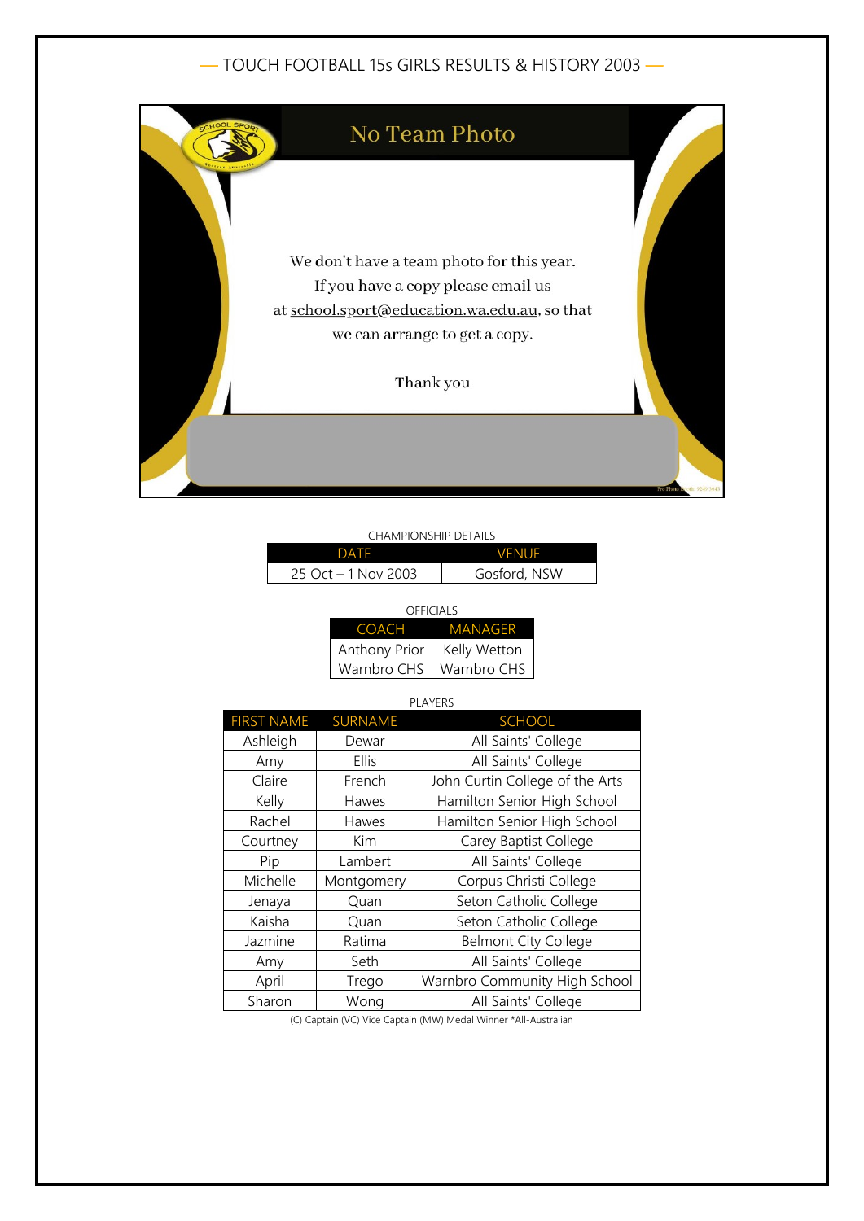# TOUCH FOOTBALL 15s GIRLS RESULTS & HISTORY 2003

No Team Photo

We don't have a team photo for this year.
If you have a copy please email us
at school.sport@education.wa.edu.au, so that
we can arrange to get a copy.

Thank you

CHAMPIONSHIP DETAILS

| DATE | VENUE |
|---|---|
| 25 Oct – 1 Nov 2003 | Gosford, NSW |

OFFICIALS

| COACH | MANAGER |
|---|---|
| Anthony Prior | Kelly Wetton |
| Warnbro CHS | Warnbro CHS |

PLAYERS

| FIRST NAME | SURNAME | SCHOOL |
|---|---|---|
| Ashleigh | Dewar | All Saints' College |
| Amy | Ellis | All Saints' College |
| Claire | French | John Curtin College of the Arts |
| Kelly | Hawes | Hamilton Senior High School |
| Rachel | Hawes | Hamilton Senior High School |
| Courtney | Kim | Carey Baptist College |
| Pip | Lambert | All Saints' College |
| Michelle | Montgomery | Corpus Christi College |
| Jenaya | Quan | Seton Catholic College |
| Kaisha | Quan | Seton Catholic College |
| Jazmine | Ratima | Belmont City College |
| Amy | Seth | All Saints' College |
| April | Trego | Warnbro Community High School |
| Sharon | Wong | All Saints' College |

(C) Captain (VC) Vice Captain (MW) Medal Winner *All-Australian